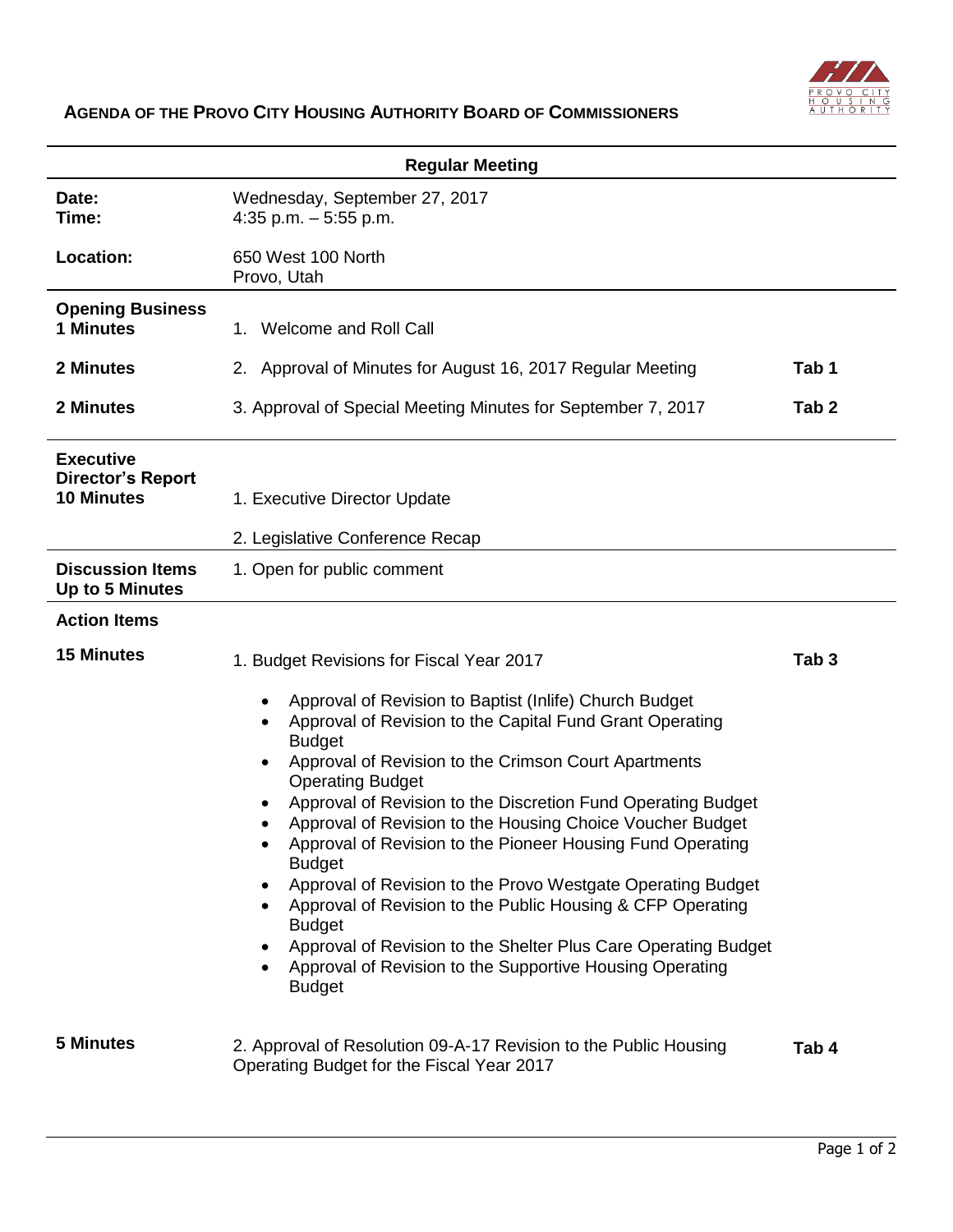# AGENDA OF THE PROVO CITY HOUSING AUTHORITY BOARD OF COMMISSIONERS

## Regular Meeting

| | | |
|---|---|---|
| **Date:** | Wednesday, September 27, 2017 | |
| **Time:** | 4:35 p.m. – 5:55 p.m. | |
| **Location:** | 650 West 100 North<br>Provo, Utah | |
| **Opening Business**<br>**1 Minutes** | 1. Welcome and Roll Call | |
| **2 Minutes** | 2. Approval of Minutes for August 16, 2017 Regular Meeting | **Tab 1** |
| **2 Minutes** | 3. Approval of Special Meeting Minutes for September 7, 2017 | **Tab 2** |
| **Executive Director's Report**<br>**10 Minutes** | 1. Executive Director Update | |
| | 2. Legislative Conference Recap | |
| **Discussion Items**<br>**Up to 5 Minutes** | 1. Open for public comment | |
| **Action Items** | | |
| **15 Minutes** | 1. Budget Revisions for Fiscal Year 2017<br>• Approval of Revision to Baptist (Inlife) Church Budget<br>• Approval of Revision to the Capital Fund Grant Operating Budget<br>• Approval of Revision to the Crimson Court Apartments Operating Budget<br>• Approval of Revision to the Discretion Fund Operating Budget<br>• Approval of Revision to the Housing Choice Voucher Budget<br>• Approval of Revision to the Pioneer Housing Fund Operating Budget<br>• Approval of Revision to the Provo Westgate Operating Budget<br>• Approval of Revision to the Public Housing & CFP Operating Budget<br>• Approval of Revision to the Shelter Plus Care Operating Budget<br>• Approval of Revision to the Supportive Housing Operating Budget | **Tab 3** |
| **5 Minutes** | 2. Approval of Resolution 09-A-17 Revision to the Public Housing Operating Budget for the Fiscal Year 2017 | **Tab 4** |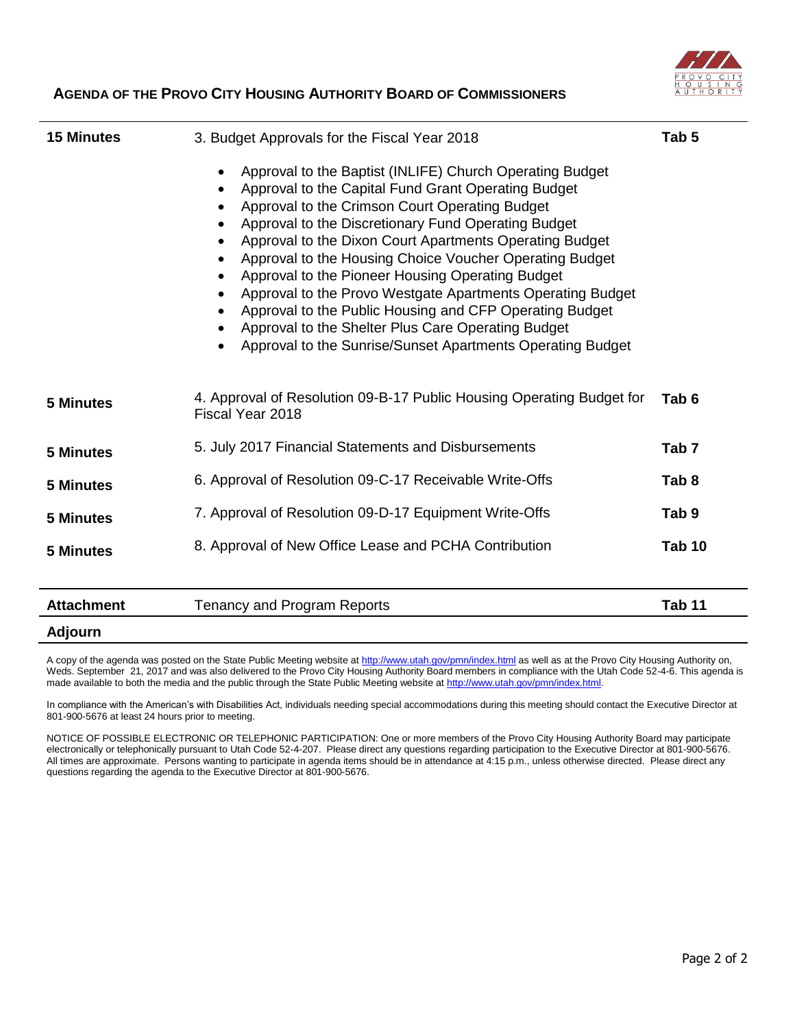## AGENDA OF THE PROVO CITY HOUSING AUTHORITY BOARD OF COMMISSIONERS

| | | |
|---|---|---|
| **15 Minutes** | 3. Budget Approvals for the Fiscal Year 2018 | **Tab 5** |

- Approval to the Baptist (INLIFE) Church Operating Budget
- Approval to the Capital Fund Grant Operating Budget
- Approval to the Crimson Court Operating Budget
- Approval to the Discretionary Fund Operating Budget
- Approval to the Dixon Court Apartments Operating Budget
- Approval to the Housing Choice Voucher Operating Budget
- Approval to the Pioneer Housing Operating Budget
- Approval to the Provo Westgate Apartments Operating Budget
- Approval to the Public Housing and CFP Operating Budget
- Approval to the Shelter Plus Care Operating Budget
- Approval to the Sunrise/Sunset Apartments Operating Budget

| | | |
|---|---|---|
| **5 Minutes** | 4. Approval of Resolution 09-B-17 Public Housing Operating Budget for Fiscal Year 2018 | **Tab 6** |
| **5 Minutes** | 5. July 2017 Financial Statements and Disbursements | **Tab 7** |
| **5 Minutes** | 6. Approval of Resolution 09-C-17 Receivable Write-Offs | **Tab 8** |
| **5 Minutes** | 7. Approval of Resolution 09-D-17 Equipment Write-Offs | **Tab 9** |
| **5 Minutes** | 8. Approval of New Office Lease and PCHA Contribution | **Tab 10** |
| **Attachment** | Tenancy and Program Reports | **Tab 11** |

**Adjourn**

A copy of the agenda was posted on the State Public Meeting website at http://www.utah.gov/pmn/index.html as well as at the Provo City Housing Authority on, Weds. September 21, 2017 and was also delivered to the Provo City Housing Authority Board members in compliance with the Utah Code 52-4-6. This agenda is made available to both the media and the public through the State Public Meeting website at http://www.utah.gov/pmn/index.html.

In compliance with the American's with Disabilities Act, individuals needing special accommodations during this meeting should contact the Executive Director at 801-900-5676 at least 24 hours prior to meeting.

NOTICE OF POSSIBLE ELECTRONIC OR TELEPHONIC PARTICIPATION: One or more members of the Provo City Housing Authority Board may participate electronically or telephonically pursuant to Utah Code 52-4-207. Please direct any questions regarding participation to the Executive Director at 801-900-5676. All times are approximate. Persons wanting to participate in agenda items should be in attendance at 4:15 p.m., unless otherwise directed. Please direct any questions regarding the agenda to the Executive Director at 801-900-5676.